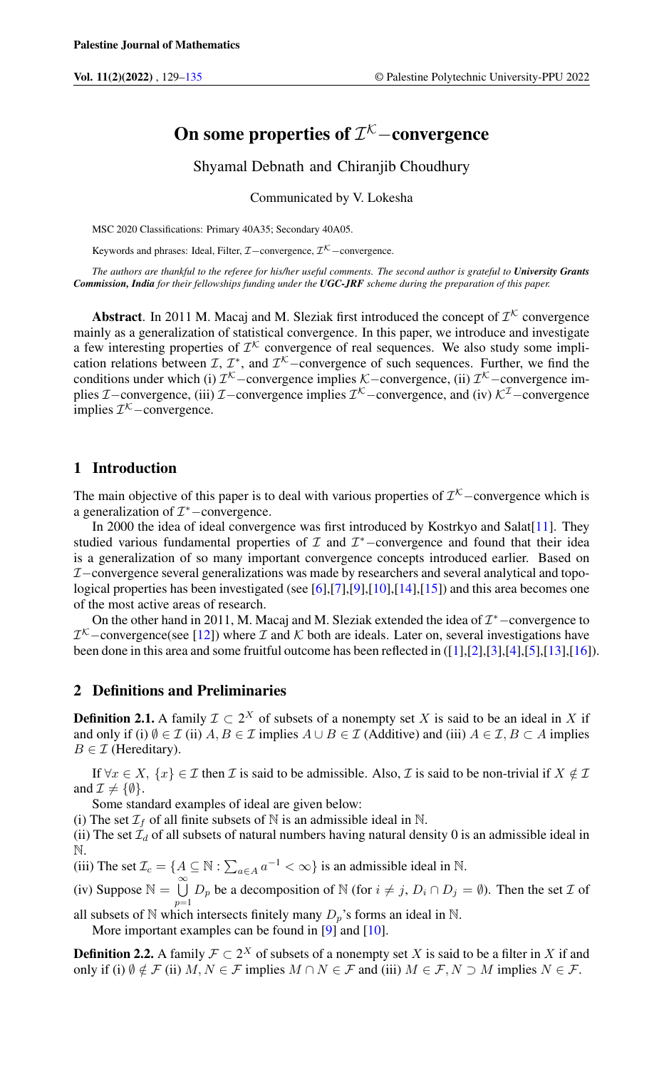# On some properties of $\mathcal{I}^{\mathcal{K}}-$convergence

Shyamal Debnath and Chiranjib Choudhury

Communicated by V. Lokesha

MSC 2020 Classifications: Primary 40A35; Secondary 40A05.

Keywords and phrases: Ideal, Filter, $\mathcal{I}-$convergence, $\mathcal{I}^{\mathcal{K}}-$convergence.

*The authors are thankful to the referee for his/her useful comments. The second author is grateful to* ***University Grants Commission, India*** *for their fellowships funding under the* ***UGC-JRF*** *scheme during the preparation of this paper.*

**Abstract**. In 2011 M. Macaj and M. Sleziak first introduced the concept of $\mathcal{I}^{\mathcal{K}}$ convergence mainly as a generalization of statistical convergence. In this paper, we introduce and investigate a few interesting properties of $\mathcal{I}^{\mathcal{K}}$ convergence of real sequences. We also study some implication relations between $\mathcal{I}$, $\mathcal{I}^{*}$, and $\mathcal{I}^{\mathcal{K}}-$convergence of such sequences. Further, we find the conditions under which (i) $\mathcal{I}^{\mathcal{K}}-$convergence implies $\mathcal{K}-$convergence, (ii) $\mathcal{I}^{\mathcal{K}}-$convergence implies $\mathcal{I}-$convergence, (iii) $\mathcal{I}-$convergence implies $\mathcal{I}^{\mathcal{K}}-$convergence, and (iv) $\mathcal{K}^{\mathcal{I}}-$convergence implies $\mathcal{I}^{\mathcal{K}}-$convergence.

## 1 Introduction

The main objective of this paper is to deal with various properties of $\mathcal{I}^{\mathcal{K}}-$convergence which is a generalization of $\mathcal{I}^{*}-$convergence.

In 2000 the idea of ideal convergence was first introduced by Kostrkyo and Salat[11]. They studied various fundamental properties of $\mathcal{I}$ and $\mathcal{I}^{*}-$convergence and found that their idea is a generalization of so many important convergence concepts introduced earlier. Based on $\mathcal{I}-$convergence several generalizations was made by researchers and several analytical and topological properties has been investigated (see [6],[7],[9],[10],[14],[15]) and this area becomes one of the most active areas of research.

On the other hand in 2011, M. Macaj and M. Sleziak extended the idea of $\mathcal{I}^{*}-$convergence to $\mathcal{I}^{\mathcal{K}}-$convergence(see [12]) where $\mathcal{I}$ and $\mathcal{K}$ both are ideals. Later on, several investigations have been done in this area and some fruitful outcome has been reflected in ([1],[2],[3],[4],[5],[13],[16]).

## 2 Definitions and Preliminaries

**Definition 2.1.** A family $\mathcal{I} \subset 2^{X}$ of subsets of a nonempty set $X$ is said to be an ideal in $X$ if and only if (i) $\emptyset \in \mathcal{I}$ (ii) $A, B \in \mathcal{I}$ implies $A \cup B \in \mathcal{I}$ (Additive) and (iii) $A \in \mathcal{I}, B \subset A$ implies $B \in \mathcal{I}$ (Hereditary).

If $\forall x \in X$, $\{x\} \in \mathcal{I}$ then $\mathcal{I}$ is said to be admissible. Also, $\mathcal{I}$ is said to be non-trivial if $X \notin \mathcal{I}$ and $\mathcal{I} \neq \{\emptyset\}$.

Some standard examples of ideal are given below:
(i) The set $\mathcal{I}_f$ of all finite subsets of $\mathbb{N}$ is an admissible ideal in $\mathbb{N}$.
(ii) The set $\mathcal{I}_d$ of all subsets of natural numbers having natural density 0 is an admissible ideal in $\mathbb{N}$.
(iii) The set $\mathcal{I}_c = \{A \subseteq \mathbb{N} : \sum_{a \in A} a^{-1} < \infty\}$ is an admissible ideal in $\mathbb{N}$.
(iv) Suppose $\mathbb{N} = \bigcup\limits_{p=1}^{\infty} D_p$ be a decomposition of $\mathbb{N}$ (for $i \neq j$, $D_i \cap D_j = \emptyset$). Then the set $\mathcal{I}$ of all subsets of $\mathbb{N}$ which intersects finitely many $D_p$'s forms an ideal in $\mathbb{N}$.

More important examples can be found in [9] and [10].

**Definition 2.2.** A family $\mathcal{F} \subset 2^{X}$ of subsets of a nonempty set $X$ is said to be a filter in $X$ if and only if (i) $\emptyset \notin \mathcal{F}$ (ii) $M, N \in \mathcal{F}$ implies $M \cap N \in \mathcal{F}$ and (iii) $M \in \mathcal{F}, N \supset M$ implies $N \in \mathcal{F}$.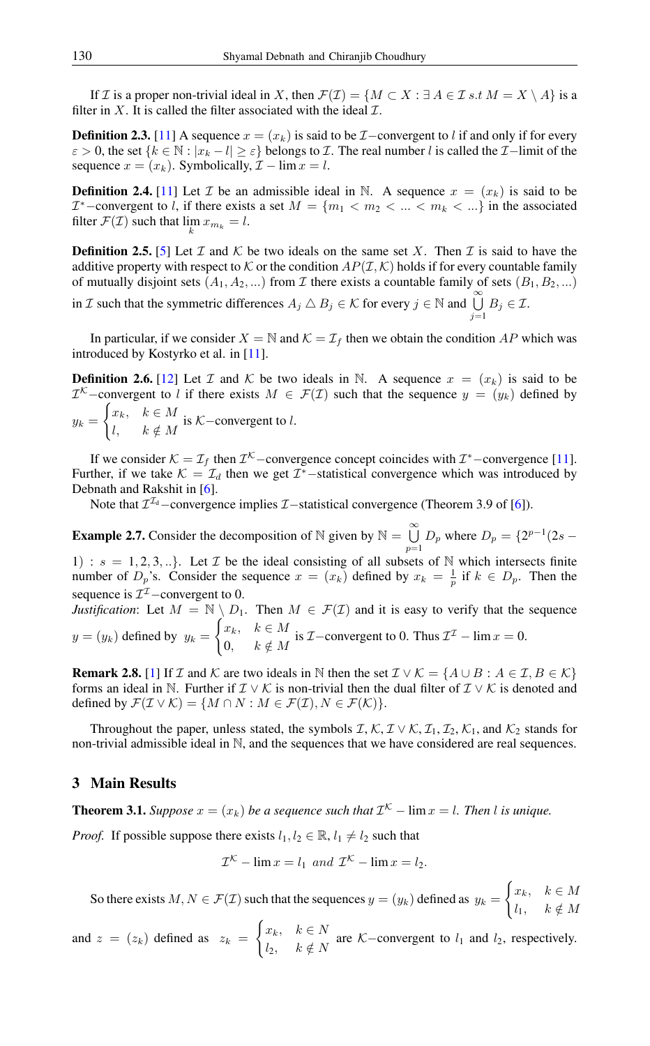If $\mathcal{I}$ is a proper non-trivial ideal in $X$, then $\mathcal{F}(\mathcal{I}) = \{M \subset X : \exists\, A \in \mathcal{I}\ s.t\ M = X \setminus A\}$ is a filter in $X$. It is called the filter associated with the ideal $\mathcal{I}$.

**Definition 2.3.** [11] A sequence $x = (x_k)$ is said to be $\mathcal{I}-$convergent to $l$ if and only if for every $\varepsilon > 0$, the set $\{k \in \mathbb{N} : |x_k - l| \geq \varepsilon\}$ belongs to $\mathcal{I}$. The real number $l$ is called the $\mathcal{I}-$limit of the sequence $x = (x_k)$. Symbolically, $\mathcal{I} - \lim x = l$.

**Definition 2.4.** [11] Let $\mathcal{I}$ be an admissible ideal in $\mathbb{N}$. A sequence $x = (x_k)$ is said to be $\mathcal{I}^*-$convergent to $l$, if there exists a set $M = \{m_1 < m_2 < ... < m_k < ...\}$ in the associated filter $\mathcal{F}(\mathcal{I})$ such that $\lim\limits_{k} x_{m_k} = l$.

**Definition 2.5.** [5] Let $\mathcal{I}$ and $\mathcal{K}$ be two ideals on the same set $X$. Then $\mathcal{I}$ is said to have the additive property with respect to $\mathcal{K}$ or the condition $AP(\mathcal{I}, \mathcal{K})$ holds if for every countable family of mutually disjoint sets $(A_1, A_2, ...)$ from $\mathcal{I}$ there exists a countable family of sets $(B_1, B_2, ...)$ in $\mathcal{I}$ such that the symmetric differences $A_j \triangle B_j \in \mathcal{K}$ for every $j \in \mathbb{N}$ and $\bigcup\limits_{j=1}^{\infty} B_j \in \mathcal{I}$.

In particular, if we consider $X = \mathbb{N}$ and $\mathcal{K} = \mathcal{I}_f$ then we obtain the condition $AP$ which was introduced by Kostyrko et al. in [11].

**Definition 2.6.** [12] Let $\mathcal{I}$ and $\mathcal{K}$ be two ideals in $\mathbb{N}$. A sequence $x = (x_k)$ is said to be $\mathcal{I}^{\mathcal{K}}-$convergent to $l$ if there exists $M \in \mathcal{F}(\mathcal{I})$ such that the sequence $y = (y_k)$ defined by $y_k = \begin{cases} x_k, & k \in M \\ l, & k \notin M \end{cases}$ is $\mathcal{K}-$convergent to $l$.

If we consider $\mathcal{K} = \mathcal{I}_f$ then $\mathcal{I}^{\mathcal{K}}-$convergence concept coincides with $\mathcal{I}^*-$convergence [11]. Further, if we take $\mathcal{K} = \mathcal{I}_d$ then we get $\mathcal{I}^*-$statistical convergence which was introduced by Debnath and Rakshit in [6].

Note that $\mathcal{I}^{\mathcal{I}_d}-$convergence implies $\mathcal{I}-$statistical convergence (Theorem 3.9 of [6]).

**Example 2.7.** Consider the decomposition of $\mathbb{N}$ given by $\mathbb{N} = \bigcup\limits_{p=1}^{\infty} D_p$ where $D_p = \{2^{p-1}(2s - 1) : s = 1, 2, 3, ..\}$. Let $\mathcal{I}$ be the ideal consisting of all subsets of $\mathbb{N}$ which intersects finite number of $D_p$'s. Consider the sequence $x = (x_k)$ defined by $x_k = \frac{1}{p}$ if $k \in D_p$. Then the sequence is $\mathcal{I}^{\mathcal{I}}-$convergent to 0.

*Justification*: Let $M = \mathbb{N} \setminus D_1$. Then $M \in \mathcal{F}(\mathcal{I})$ and it is easy to verify that the sequence $y = (y_k)$ defined by $y_k = \begin{cases} x_k, & k \in M \\ 0, & k \notin M \end{cases}$ is $\mathcal{I}-$convergent to 0. Thus $\mathcal{I}^{\mathcal{I}} - \lim x = 0$.

**Remark 2.8.** [1] If $\mathcal{I}$ and $\mathcal{K}$ are two ideals in $\mathbb{N}$ then the set $\mathcal{I} \vee \mathcal{K} = \{A \cup B : A \in \mathcal{I}, B \in \mathcal{K}\}$ forms an ideal in $\mathbb{N}$. Further if $\mathcal{I} \vee \mathcal{K}$ is non-trivial then the dual filter of $\mathcal{I} \vee \mathcal{K}$ is denoted and defined by $\mathcal{F}(\mathcal{I} \vee \mathcal{K}) = \{M \cap N : M \in \mathcal{F}(\mathcal{I}), N \in \mathcal{F}(\mathcal{K})\}$.

Throughout the paper, unless stated, the symbols $\mathcal{I}, \mathcal{K}, \mathcal{I} \vee \mathcal{K}, \mathcal{I}_1, \mathcal{I}_2, \mathcal{K}_1$, and $\mathcal{K}_2$ stands for non-trivial admissible ideal in $\mathbb{N}$, and the sequences that we have considered are real sequences.

## 3 Main Results

**Theorem 3.1.** *Suppose $x = (x_k)$ be a sequence such that $\mathcal{I}^{\mathcal{K}} - \lim x = l$. Then $l$ is unique.*

*Proof.* If possible suppose there exists $l_1, l_2 \in \mathbb{R}, l_1 \neq l_2$ such that

$$\mathcal{I}^{\mathcal{K}} - \lim x = l_1 \ \ and \ \ \mathcal{I}^{\mathcal{K}} - \lim x = l_2.$$

So there exists $M, N \in \mathcal{F}(\mathcal{I})$ such that the sequences $y = (y_k)$ defined as $y_k = \begin{cases} x_k, & k \in M \\ l_1, & k \notin M \end{cases}$ and $z = (z_k)$ defined as $z_k = \begin{cases} x_k, & k \in N \\ l_2, & k \notin N \end{cases}$ are $\mathcal{K}-$convergent to $l_1$ and $l_2$, respectively.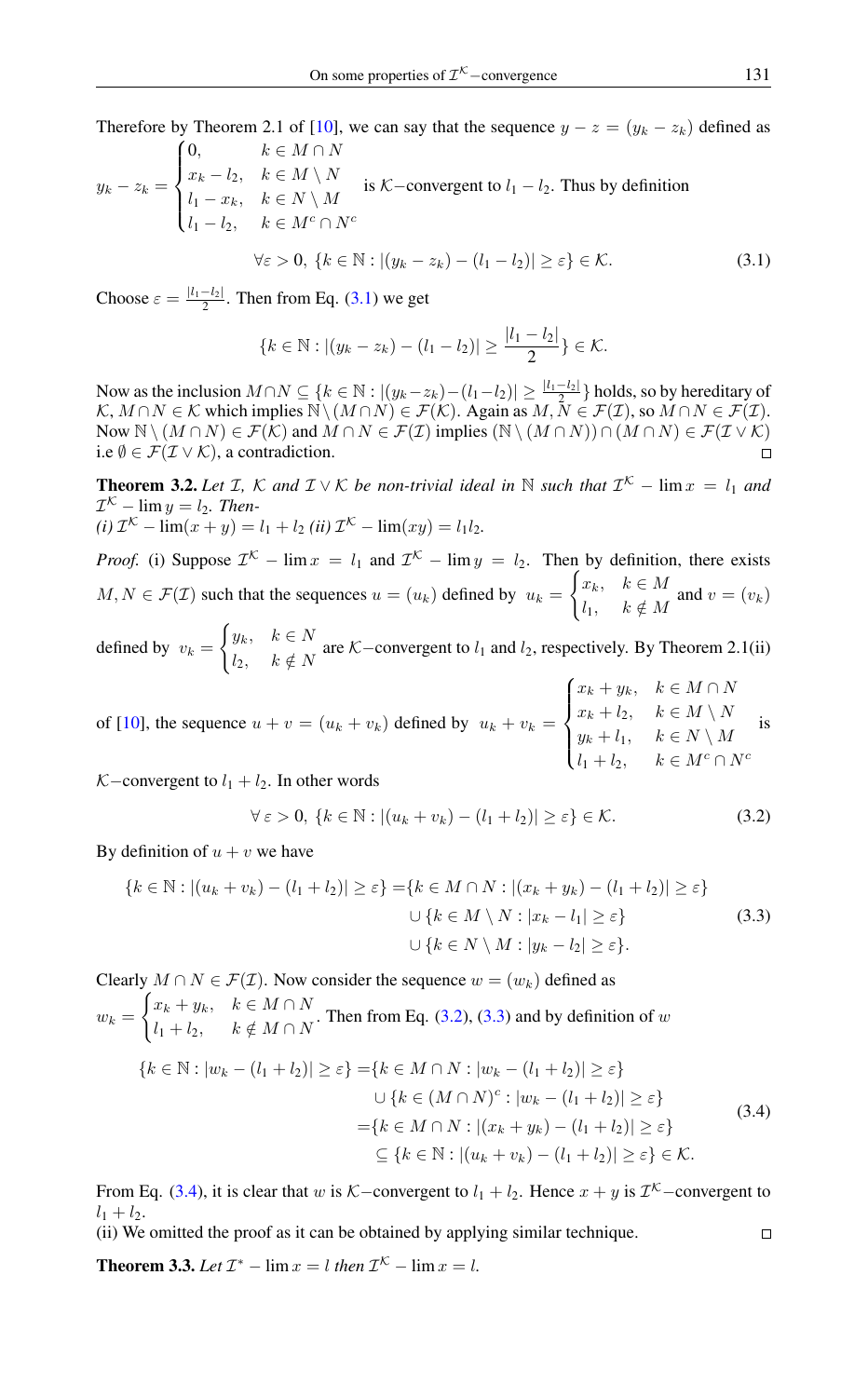Therefore by Theorem 2.1 of [10], we can say that the sequence $y - z = (y_k - z_k)$ defined as $y_k - z_k = \begin{cases} 0, & k \in M \cap N \\ x_k - l_2, & k \in M \setminus N \\ l_1 - x_k, & k \in N \setminus M \\ l_1 - l_2, & k \in M^c \cap N^c \end{cases}$ is $\mathcal{K}-$convergent to $l_1 - l_2$. Thus by definition

$$\forall \varepsilon > 0,\ \{k \in \mathbb{N} : |(y_k - z_k) - (l_1 - l_2)| \geq \varepsilon\} \in \mathcal{K}. \tag{3.1}$$

Choose $\varepsilon = \frac{|l_1 - l_2|}{2}$. Then from Eq. (3.1) we get

$$\{k \in \mathbb{N} : |(y_k - z_k) - (l_1 - l_2)| \geq \frac{|l_1 - l_2|}{2}\} \in \mathcal{K}.$$

Now as the inclusion $M \cap N \subseteq \{k \in \mathbb{N} : |(y_k - z_k) - (l_1 - l_2)| \geq \frac{|l_1 - l_2|}{2}\}$ holds, so by hereditary of $\mathcal{K}$, $M \cap N \in \mathcal{K}$ which implies $\mathbb{N} \setminus (M \cap N) \in \mathcal{F}(\mathcal{K})$. Again as $M, N \in \mathcal{F}(\mathcal{I})$, so $M \cap N \in \mathcal{F}(\mathcal{I})$. Now $\mathbb{N} \setminus (M \cap N) \in \mathcal{F}(\mathcal{K})$ and $M \cap N \in \mathcal{F}(\mathcal{I})$ implies $(\mathbb{N} \setminus (M \cap N)) \cap (M \cap N) \in \mathcal{F}(\mathcal{I} \vee \mathcal{K})$ i.e $\emptyset \in \mathcal{F}(\mathcal{I} \vee \mathcal{K})$, a contradiction. □

**Theorem 3.2.** *Let $\mathcal{I}$, $\mathcal{K}$ and $\mathcal{I} \vee \mathcal{K}$ be non-trivial ideal in $\mathbb{N}$ such that $\mathcal{I}^{\mathcal{K}} - \lim x = l_1$ and $\mathcal{I}^{\mathcal{K}} - \lim y = l_2$. Then-*
*(i) $\mathcal{I}^{\mathcal{K}} - \lim(x + y) = l_1 + l_2$ (ii) $\mathcal{I}^{\mathcal{K}} - \lim(xy) = l_1 l_2$.*

*Proof.* (i) Suppose $\mathcal{I}^{\mathcal{K}} - \lim x = l_1$ and $\mathcal{I}^{\mathcal{K}} - \lim y = l_2$. Then by definition, there exists $M, N \in \mathcal{F}(\mathcal{I})$ such that the sequences $u = (u_k)$ defined by $u_k = \begin{cases} x_k, & k \in M \\ l_1, & k \notin M \end{cases}$ and $v = (v_k)$ defined by $v_k = \begin{cases} y_k, & k \in N \\ l_2, & k \notin N \end{cases}$ are $\mathcal{K}-$convergent to $l_1$ and $l_2$, respectively. By Theorem 2.1(ii) of [10], the sequence $u + v = (u_k + v_k)$ defined by $u_k + v_k = \begin{cases} x_k + y_k, & k \in M \cap N \\ x_k + l_2, & k \in M \setminus N \\ y_k + l_1, & k \in N \setminus M \\ l_1 + l_2, & k \in M^c \cap N^c \end{cases}$ is $\mathcal{K}-$convergent to $l_1 + l_2$. In other words

$$\forall\, \varepsilon > 0,\ \{k \in \mathbb{N} : |(u_k + v_k) - (l_1 + l_2)| \geq \varepsilon\} \in \mathcal{K}. \tag{3.2}$$

By definition of $u + v$ we have

$$\begin{aligned} \{k \in \mathbb{N} : |(u_k + v_k) - (l_1 + l_2)| \geq \varepsilon\} = &\{k \in M \cap N : |(x_k + y_k) - (l_1 + l_2)| \geq \varepsilon\} \\ &\cup \{k \in M \setminus N : |x_k - l_1| \geq \varepsilon\} \\ &\cup \{k \in N \setminus M : |y_k - l_2| \geq \varepsilon\}. \end{aligned} \tag{3.3}$$

Clearly $M \cap N \in \mathcal{F}(\mathcal{I})$. Now consider the sequence $w = (w_k)$ defined as $w_k = \begin{cases} x_k + y_k, & k \in M \cap N \\ l_1 + l_2, & k \notin M \cap N \end{cases}$. Then from Eq. (3.2), (3.3) and by definition of $w$

$$\begin{aligned} \{k \in \mathbb{N} : |w_k - (l_1 + l_2)| \geq \varepsilon\} = &\{k \in M \cap N : |w_k - (l_1 + l_2)| \geq \varepsilon\} \\ &\cup \{k \in (M \cap N)^c : |w_k - (l_1 + l_2)| \geq \varepsilon\} \\ = &\{k \in M \cap N : |(x_k + y_k) - (l_1 + l_2)| \geq \varepsilon\} \\ &\subseteq \{k \in \mathbb{N} : |(u_k + v_k) - (l_1 + l_2)| \geq \varepsilon\} \in \mathcal{K}. \end{aligned} \tag{3.4}$$

From Eq. (3.4), it is clear that $w$ is $\mathcal{K}-$convergent to $l_1 + l_2$. Hence $x + y$ is $\mathcal{I}^{\mathcal{K}}-$convergent to $l_1 + l_2$.
(ii) We omitted the proof as it can be obtained by applying similar technique. □

**Theorem 3.3.** *Let $\mathcal{I}^* - \lim x = l$ then $\mathcal{I}^{\mathcal{K}} - \lim x = l$.*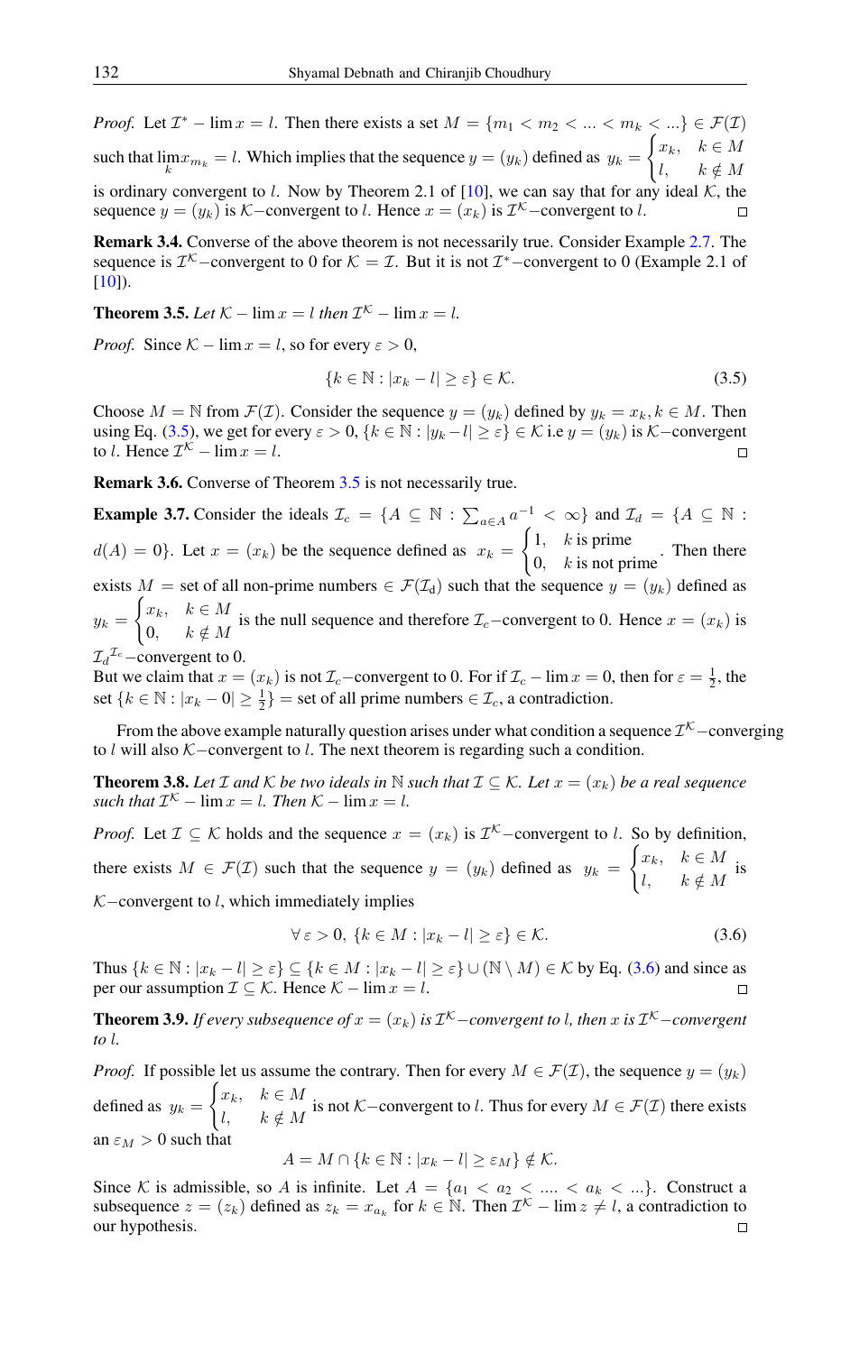*Proof.* Let $\mathcal{I}^* - \lim x = l$. Then there exists a set $M = \{m_1 < m_2 < ... < m_k < ...\} \in \mathcal{F}(\mathcal{I})$ such that $\lim_k x_{m_k} = l$. Which implies that the sequence $y = (y_k)$ defined as $y_k = \begin{cases} x_k, & k \in M \\ l, & k \notin M \end{cases}$ is ordinary convergent to $l$. Now by Theorem 2.1 of [10], we can say that for any ideal $\mathcal{K}$, the sequence $y = (y_k)$ is $\mathcal{K}-$convergent to $l$. Hence $x = (x_k)$ is $\mathcal{I}^{\mathcal{K}}-$convergent to $l$. □

**Remark 3.4.** Converse of the above theorem is not necessarily true. Consider Example 2.7. The sequence is $\mathcal{I}^{\mathcal{K}}-$convergent to 0 for $\mathcal{K} = \mathcal{I}$. But it is not $\mathcal{I}^*-$convergent to 0 (Example 2.1 of [10]).

**Theorem 3.5.** *Let $\mathcal{K} - \lim x = l$ then $\mathcal{I}^{\mathcal{K}} - \lim x = l$.*

*Proof.* Since $\mathcal{K} - \lim x = l$, so for every $\varepsilon > 0$,

$$\{k \in \mathbb{N} : |x_k - l| \geq \varepsilon\} \in \mathcal{K}. \tag{3.5}$$

Choose $M = \mathbb{N}$ from $\mathcal{F}(\mathcal{I})$. Consider the sequence $y = (y_k)$ defined by $y_k = x_k, k \in M$. Then using Eq. (3.5), we get for every $\varepsilon > 0$, $\{k \in \mathbb{N} : |y_k - l| \geq \varepsilon\} \in \mathcal{K}$ i.e $y = (y_k)$ is $\mathcal{K}-$convergent to $l$. Hence $\mathcal{I}^{\mathcal{K}} - \lim x = l$. □

**Remark 3.6.** Converse of Theorem 3.5 is not necessarily true.

**Example 3.7.** Consider the ideals $\mathcal{I}_c = \{A \subseteq \mathbb{N} : \sum_{a \in A} a^{-1} < \infty\}$ and $\mathcal{I}_d = \{A \subseteq \mathbb{N} : d(A) = 0\}$. Let $x = (x_k)$ be the sequence defined as $x_k = \begin{cases} 1, & k \text{ is prime} \\ 0, & k \text{ is not prime} \end{cases}$. Then there exists $M =$ set of all non-prime numbers $\in \mathcal{F}(\mathcal{I}_d)$ such that the sequence $y = (y_k)$ defined as $y_k = \begin{cases} x_k, & k \in M \\ 0, & k \notin M \end{cases}$ is the null sequence and therefore $\mathcal{I}_c-$convergent to 0. Hence $x = (x_k)$ is ${\mathcal{I}_d}^{\mathcal{I}_c}-$convergent to 0.
But we claim that $x = (x_k)$ is not $\mathcal{I}_c-$convergent to 0. For if $\mathcal{I}_c - \lim x = 0$, then for $\varepsilon = \frac{1}{2}$, the set $\{k \in \mathbb{N} : |x_k - 0| \geq \frac{1}{2}\} =$ set of all prime numbers $\in \mathcal{I}_c$, a contradiction.

From the above example naturally question arises under what condition a sequence $\mathcal{I}^{\mathcal{K}}-$converging to $l$ will also $\mathcal{K}-$convergent to $l$. The next theorem is regarding such a condition.

**Theorem 3.8.** *Let $\mathcal{I}$ and $\mathcal{K}$ be two ideals in $\mathbb{N}$ such that $\mathcal{I} \subseteq \mathcal{K}$. Let $x = (x_k)$ be a real sequence such that $\mathcal{I}^{\mathcal{K}} - \lim x = l$. Then $\mathcal{K} - \lim x = l$.*

*Proof.* Let $\mathcal{I} \subseteq \mathcal{K}$ holds and the sequence $x = (x_k)$ is $\mathcal{I}^{\mathcal{K}}-$convergent to $l$. So by definition, there exists $M \in \mathcal{F}(\mathcal{I})$ such that the sequence $y = (y_k)$ defined as $y_k = \begin{cases} x_k, & k \in M \\ l, & k \notin M \end{cases}$ is $\mathcal{K}-$convergent to $l$, which immediately implies

$$\forall \, \varepsilon > 0, \, \{k \in M : |x_k - l| \geq \varepsilon\} \in \mathcal{K}. \tag{3.6}$$

Thus $\{k \in \mathbb{N} : |x_k - l| \geq \varepsilon\} \subseteq \{k \in M : |x_k - l| \geq \varepsilon\} \cup (\mathbb{N} \setminus M) \in \mathcal{K}$ by Eq. (3.6) and since as per our assumption $\mathcal{I} \subseteq \mathcal{K}$. Hence $\mathcal{K} - \lim x = l$. □

**Theorem 3.9.** *If every subsequence of $x = (x_k)$ is $\mathcal{I}^{\mathcal{K}}-$convergent to $l$, then $x$ is $\mathcal{I}^{\mathcal{K}}-$convergent to $l$.*

*Proof.* If possible let us assume the contrary. Then for every $M \in \mathcal{F}(\mathcal{I})$, the sequence $y = (y_k)$ defined as $y_k = \begin{cases} x_k, & k \in M \\ l, & k \notin M \end{cases}$ is not $\mathcal{K}-$convergent to $l$. Thus for every $M \in \mathcal{F}(\mathcal{I})$ there exists an $\varepsilon_M > 0$ such that

$$A = M \cap \{k \in \mathbb{N} : |x_k - l| \geq \varepsilon_M\} \notin \mathcal{K}.$$

Since $\mathcal{K}$ is admissible, so $A$ is infinite. Let $A = \{a_1 < a_2 < .... < a_k < ...\}$. Construct a subsequence $z = (z_k)$ defined as $z_k = x_{a_k}$ for $k \in \mathbb{N}$. Then $\mathcal{I}^{\mathcal{K}} - \lim z \neq l$, a contradiction to our hypothesis. □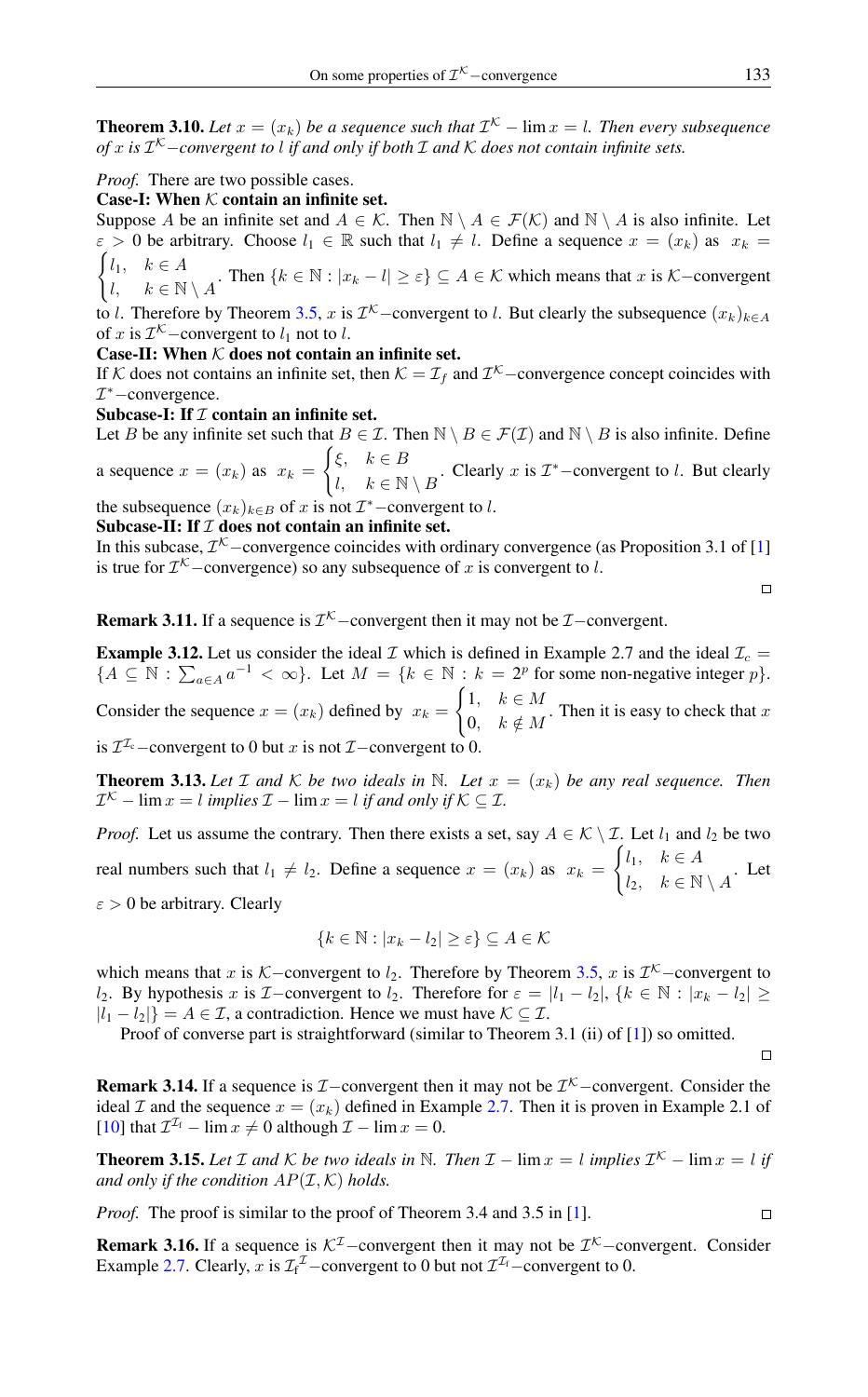**Theorem 3.10.** *Let $x = (x_k)$ be a sequence such that $\mathcal{I}^{\mathcal{K}} - \lim x = l$. Then every subsequence of $x$ is $\mathcal{I}^{\mathcal{K}}-$convergent to $l$ if and only if both $\mathcal{I}$ and $\mathcal{K}$ does not contain infinite sets.*

*Proof.* There are two possible cases.

**Case-I: When $\mathcal{K}$ contain an infinite set.**

Suppose $A$ be an infinite set and $A \in \mathcal{K}$. Then $\mathbb{N} \setminus A \in \mathcal{F}(\mathcal{K})$ and $\mathbb{N} \setminus A$ is also infinite. Let $\varepsilon > 0$ be arbitrary. Choose $l_1 \in \mathbb{R}$ such that $l_1 \neq l$. Define a sequence $x = (x_k)$ as $x_k = \begin{cases} l_1, & k \in A \\ l, & k \in \mathbb{N} \setminus A \end{cases}$. Then $\{k \in \mathbb{N} : |x_k - l| \geq \varepsilon\} \subseteq A \in \mathcal{K}$ which means that $x$ is $\mathcal{K}-$convergent to $l$. Therefore by Theorem 3.5, $x$ is $\mathcal{I}^{\mathcal{K}}-$convergent to $l$. But clearly the subsequence $(x_k)_{k \in A}$ of $x$ is $\mathcal{I}^{\mathcal{K}}-$convergent to $l_1$ not to $l$.

**Case-II: When $\mathcal{K}$ does not contain an infinite set.**

If $\mathcal{K}$ does not contains an infinite set, then $\mathcal{K} = \mathcal{I}_f$ and $\mathcal{I}^{\mathcal{K}}-$convergence concept coincides with $\mathcal{I}^*-$convergence.

**Subcase-I: If $\mathcal{I}$ contain an infinite set.**

Let $B$ be any infinite set such that $B \in \mathcal{I}$. Then $\mathbb{N} \setminus B \in \mathcal{F}(\mathcal{I})$ and $\mathbb{N} \setminus B$ is also infinite. Define a sequence $x = (x_k)$ as $x_k = \begin{cases} \xi, & k \in B \\ l, & k \in \mathbb{N} \setminus B \end{cases}$. Clearly $x$ is $\mathcal{I}^*-$convergent to $l$. But clearly the subsequence $(x_k)_{k \in B}$ of $x$ is not $\mathcal{I}^*-$convergent to $l$.

**Subcase-II: If $\mathcal{I}$ does not contain an infinite set.**

In this subcase, $\mathcal{I}^{\mathcal{K}}-$convergence coincides with ordinary convergence (as Proposition 3.1 of [1] is true for $\mathcal{I}^{\mathcal{K}}-$convergence) so any subsequence of $x$ is convergent to $l$.

□

**Remark 3.11.** If a sequence is $\mathcal{I}^{\mathcal{K}}-$convergent then it may not be $\mathcal{I}-$convergent.

**Example 3.12.** Let us consider the ideal $\mathcal{I}$ which is defined in Example 2.7 and the ideal $\mathcal{I}_c = \{A \subseteq \mathbb{N} : \sum_{a \in A} a^{-1} < \infty\}$. Let $M = \{k \in \mathbb{N} : k = 2^p \text{ for some non-negative integer } p\}$. Consider the sequence $x = (x_k)$ defined by $x_k = \begin{cases} 1, & k \in M \\ 0, & k \notin M \end{cases}$. Then it is easy to check that $x$ is $\mathcal{I}^{\mathcal{I}_c}-$convergent to 0 but $x$ is not $\mathcal{I}-$convergent to 0.

**Theorem 3.13.** *Let $\mathcal{I}$ and $\mathcal{K}$ be two ideals in $\mathbb{N}$. Let $x = (x_k)$ be any real sequence. Then $\mathcal{I}^{\mathcal{K}} - \lim x = l$ implies $\mathcal{I} - \lim x = l$ if and only if $\mathcal{K} \subseteq \mathcal{I}$.*

*Proof.* Let us assume the contrary. Then there exists a set, say $A \in \mathcal{K} \setminus \mathcal{I}$. Let $l_1$ and $l_2$ be two real numbers such that $l_1 \neq l_2$. Define a sequence $x = (x_k)$ as $x_k = \begin{cases} l_1, & k \in A \\ l_2, & k \in \mathbb{N} \setminus A \end{cases}$. Let $\varepsilon > 0$ be arbitrary. Clearly

$$\{k \in \mathbb{N} : |x_k - l_2| \geq \varepsilon\} \subseteq A \in \mathcal{K}$$

which means that $x$ is $\mathcal{K}-$convergent to $l_2$. Therefore by Theorem 3.5, $x$ is $\mathcal{I}^{\mathcal{K}}-$convergent to $l_2$. By hypothesis $x$ is $\mathcal{I}-$convergent to $l_2$. Therefore for $\varepsilon = |l_1 - l_2|$, $\{k \in \mathbb{N} : |x_k - l_2| \geq |l_1 - l_2|\} = A \in \mathcal{I}$, a contradiction. Hence we must have $\mathcal{K} \subseteq \mathcal{I}$.

Proof of converse part is straightforward (similar to Theorem 3.1 (ii) of [1]) so omitted.

□

**Remark 3.14.** If a sequence is $\mathcal{I}-$convergent then it may not be $\mathcal{I}^{\mathcal{K}}-$convergent. Consider the ideal $\mathcal{I}$ and the sequence $x = (x_k)$ defined in Example 2.7. Then it is proven in Example 2.1 of [10] that $\mathcal{I}^{\mathcal{I}_f} - \lim x \neq 0$ although $\mathcal{I} - \lim x = 0$.

**Theorem 3.15.** *Let $\mathcal{I}$ and $\mathcal{K}$ be two ideals in $\mathbb{N}$. Then $\mathcal{I} - \lim x = l$ implies $\mathcal{I}^{\mathcal{K}} - \lim x = l$ if and only if the condition $AP(\mathcal{I}, \mathcal{K})$ holds.*

*Proof.* The proof is similar to the proof of Theorem 3.4 and 3.5 in [1]. □

**Remark 3.16.** If a sequence is $\mathcal{K}^{\mathcal{I}}-$convergent then it may not be $\mathcal{I}^{\mathcal{K}}-$convergent. Consider Example 2.7. Clearly, $x$ is $\mathcal{I}_f^{\mathcal{I}}-$convergent to 0 but not $\mathcal{I}^{\mathcal{I}_f}-$convergent to 0.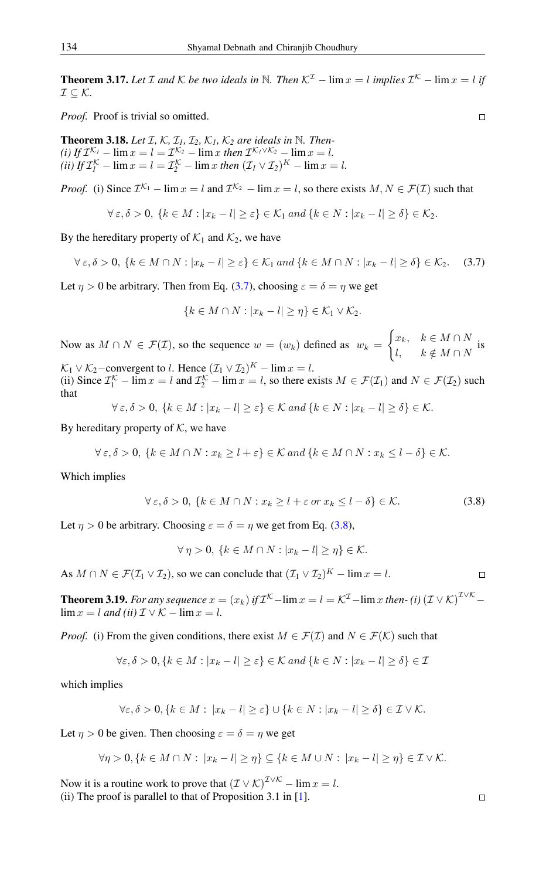**Theorem 3.17.** *Let $\mathcal{I}$ and $\mathcal{K}$ be two ideals in $\mathbb{N}$. Then $\mathcal{K}^{\mathcal{I}} - \lim x = l$ implies $\mathcal{I}^{\mathcal{K}} - \lim x = l$ if $\mathcal{I} \subseteq \mathcal{K}$.*

*Proof.* Proof is trivial so omitted. □

**Theorem 3.18.** *Let $\mathcal{I}$, $\mathcal{K}$, $\mathcal{I}_1$, $\mathcal{I}_2$, $\mathcal{K}_1$, $\mathcal{K}_2$ are ideals in $\mathbb{N}$. Then-*
*(i) If $\mathcal{I}^{\mathcal{K}_1} - \lim x = l = \mathcal{I}^{\mathcal{K}_2} - \lim x$ then $\mathcal{I}^{\mathcal{K}_1 \vee \mathcal{K}_2} - \lim x = l$.*
*(ii) If $\mathcal{I}_1^{\mathcal{K}} - \lim x = l = \mathcal{I}_2^{\mathcal{K}} - \lim x$ then $(\mathcal{I}_1 \vee \mathcal{I}_2)^K - \lim x = l$.*

*Proof.* (i) Since $\mathcal{I}^{\mathcal{K}_1} - \lim x = l$ and $\mathcal{I}^{\mathcal{K}_2} - \lim x = l$, so there exists $M, N \in \mathcal{F}(\mathcal{I})$ such that

$$\forall\, \varepsilon, \delta > 0,\ \{k \in M : |x_k - l| \geq \varepsilon\} \in \mathcal{K}_1 \text{ and } \{k \in N : |x_k - l| \geq \delta\} \in \mathcal{K}_2.$$

By the hereditary property of $\mathcal{K}_1$ and $\mathcal{K}_2$, we have

$$\forall\, \varepsilon, \delta > 0,\ \{k \in M \cap N : |x_k - l| \geq \varepsilon\} \in \mathcal{K}_1 \text{ and } \{k \in M \cap N : |x_k - l| \geq \delta\} \in \mathcal{K}_2. \tag{3.7}$$

Let $\eta > 0$ be arbitrary. Then from Eq. (3.7), choosing $\varepsilon = \delta = \eta$ we get

$$\{k \in M \cap N : |x_k - l| \geq \eta\} \in \mathcal{K}_1 \vee \mathcal{K}_2.$$

Now as $M \cap N \in \mathcal{F}(\mathcal{I})$, so the sequence $w = (w_k)$ defined as $w_k = \begin{cases} x_k, & k \in M \cap N \\ l, & k \notin M \cap N \end{cases}$ is $\mathcal{K}_1 \vee \mathcal{K}_2$−convergent to $l$. Hence $(\mathcal{I}_1 \vee \mathcal{I}_2)^K - \lim x = l$.

(ii) Since $\mathcal{I}_1^{\mathcal{K}} - \lim x = l$ and $\mathcal{I}_2^{\mathcal{K}} - \lim x = l$, so there exists $M \in \mathcal{F}(\mathcal{I}_1)$ and $N \in \mathcal{F}(\mathcal{I}_2)$ such that

$$\forall\, \varepsilon, \delta > 0,\ \{k \in M : |x_k - l| \geq \varepsilon\} \in \mathcal{K} \text{ and } \{k \in N : |x_k - l| \geq \delta\} \in \mathcal{K}.$$

By hereditary property of $\mathcal{K}$, we have

$$\forall\, \varepsilon, \delta > 0,\ \{k \in M \cap N : x_k \geq l + \varepsilon\} \in \mathcal{K} \text{ and } \{k \in M \cap N : x_k \leq l - \delta\} \in \mathcal{K}.$$

Which implies

$$\forall\, \varepsilon, \delta > 0,\ \{k \in M \cap N : x_k \geq l + \varepsilon \text{ or } x_k \leq l - \delta\} \in \mathcal{K}. \tag{3.8}$$

Let $\eta > 0$ be arbitrary. Choosing $\varepsilon = \delta = \eta$ we get from Eq. (3.8),

$$\forall\, \eta > 0,\ \{k \in M \cap N : |x_k - l| \geq \eta\} \in \mathcal{K}.$$

As $M \cap N \in \mathcal{F}(\mathcal{I}_1 \vee \mathcal{I}_2)$, so we can conclude that $(\mathcal{I}_1 \vee \mathcal{I}_2)^K - \lim x = l$. □

**Theorem 3.19.** *For any sequence $x = (x_k)$ if $\mathcal{I}^{\mathcal{K}} - \lim x = l = \mathcal{K}^{\mathcal{I}} - \lim x$ then- (i) $(\mathcal{I} \vee \mathcal{K})^{\mathcal{I} \vee \mathcal{K}} - \lim x = l$ and (ii) $\mathcal{I} \vee \mathcal{K} - \lim x = l$.*

*Proof.* (i) From the given conditions, there exist $M \in \mathcal{F}(\mathcal{I})$ and $N \in \mathcal{F}(\mathcal{K})$ such that

$$\forall \varepsilon, \delta > 0, \{k \in M : |x_k - l| \geq \varepsilon\} \in \mathcal{K} \text{ and } \{k \in N : |x_k - l| \geq \delta\} \in \mathcal{I}$$

which implies

$$\forall \varepsilon, \delta > 0, \{k \in M :\ |x_k - l| \geq \varepsilon\} \cup \{k \in N : |x_k - l| \geq \delta\} \in \mathcal{I} \vee \mathcal{K}.$$

Let $\eta > 0$ be given. Then choosing $\varepsilon = \delta = \eta$ we get

$$\forall \eta > 0, \{k \in M \cap N :\ |x_k - l| \geq \eta\} \subseteq \{k \in M \cup N :\ |x_k - l| \geq \eta\} \in \mathcal{I} \vee \mathcal{K}.$$

Now it is a routine work to prove that $(\mathcal{I} \vee \mathcal{K})^{\mathcal{I} \vee \mathcal{K}} - \lim x = l$.
(ii) The proof is parallel to that of Proposition 3.1 in [1]. □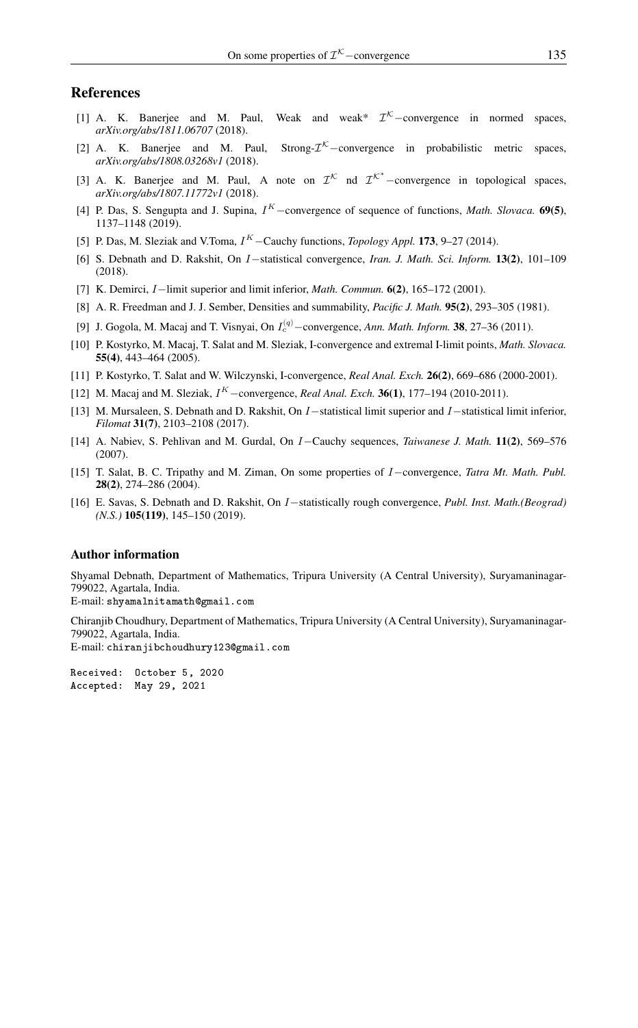## References

[1] A. K. Banerjee and M. Paul, Weak and weak* $\mathcal{I}^{\mathcal{K}}-$convergence in normed spaces, *arXiv.org/abs/1811.06707* (2018).

[2] A. K. Banerjee and M. Paul, Strong-$\mathcal{I}^{\mathcal{K}}-$convergence in probabilistic metric spaces, *arXiv.org/abs/1808.03268v1* (2018).

[3] A. K. Banerjee and M. Paul, A note on $\mathcal{I}^{\mathcal{K}}$ nd $\mathcal{I}^{\mathcal{K}^*}-$convergence in topological spaces, *arXiv.org/abs/1807.11772v1* (2018).

[4] P. Das, S. Sengupta and J. Supina, $I^K-$convergence of sequence of functions, *Math. Slovaca.* **69(5)**, 1137–1148 (2019).

[5] P. Das, M. Sleziak and V.Toma, $I^K-$Cauchy functions, *Topology Appl.* **173**, 9–27 (2014).

[6] S. Debnath and D. Rakshit, On $I-$statistical convergence, *Iran. J. Math. Sci. Inform.* **13(2)**, 101–109 (2018).

[7] K. Demirci, $I-$limit superior and limit inferior, *Math. Commun.* **6(2)**, 165–172 (2001).

[8] A. R. Freedman and J. J. Sember, Densities and summability, *Pacific J. Math.* **95(2)**, 293–305 (1981).

[9] J. Gogola, M. Macaj and T. Visnyai, On $I_c^{(q)}-$convergence, *Ann. Math. Inform.* **38**, 27–36 (2011).

[10] P. Kostyrko, M. Macaj, T. Salat and M. Sleziak, I-convergence and extremal I-limit points, *Math. Slovaca.* **55(4)**, 443–464 (2005).

[11] P. Kostyrko, T. Salat and W. Wilczynski, I-convergence, *Real Anal. Exch.* **26(2)**, 669–686 (2000-2001).

[12] M. Macaj and M. Sleziak, $I^K-$convergence, *Real Anal. Exch.* **36(1)**, 177–194 (2010-2011).

[13] M. Mursaleen, S. Debnath and D. Rakshit, On $I-$statistical limit superior and $I-$statistical limit inferior, *Filomat* **31(7)**, 2103–2108 (2017).

[14] A. Nabiev, S. Pehlivan and M. Gurdal, On $I-$Cauchy sequences, *Taiwanese J. Math.* **11(2)**, 569–576 (2007).

[15] T. Salat, B. C. Tripathy and M. Ziman, On some properties of $I-$convergence, *Tatra Mt. Math. Publ.* **28(2)**, 274–286 (2004).

[16] E. Savas, S. Debnath and D. Rakshit, On $I-$statistically rough convergence, *Publ. Inst. Math.(Beograd) (N.S.)* **105(119)**, 145–150 (2019).

### Author information

Shyamal Debnath, Department of Mathematics, Tripura University (A Central University), Suryamaninagar-799022, Agartala, India.
E-mail: shyamalnitamath@gmail.com

Chiranjib Choudhury, Department of Mathematics, Tripura University (A Central University), Suryamaninagar-799022, Agartala, India.
E-mail: chiranjibchoudhury123@gmail.com

Received: October 5, 2020
Accepted: May 29, 2021